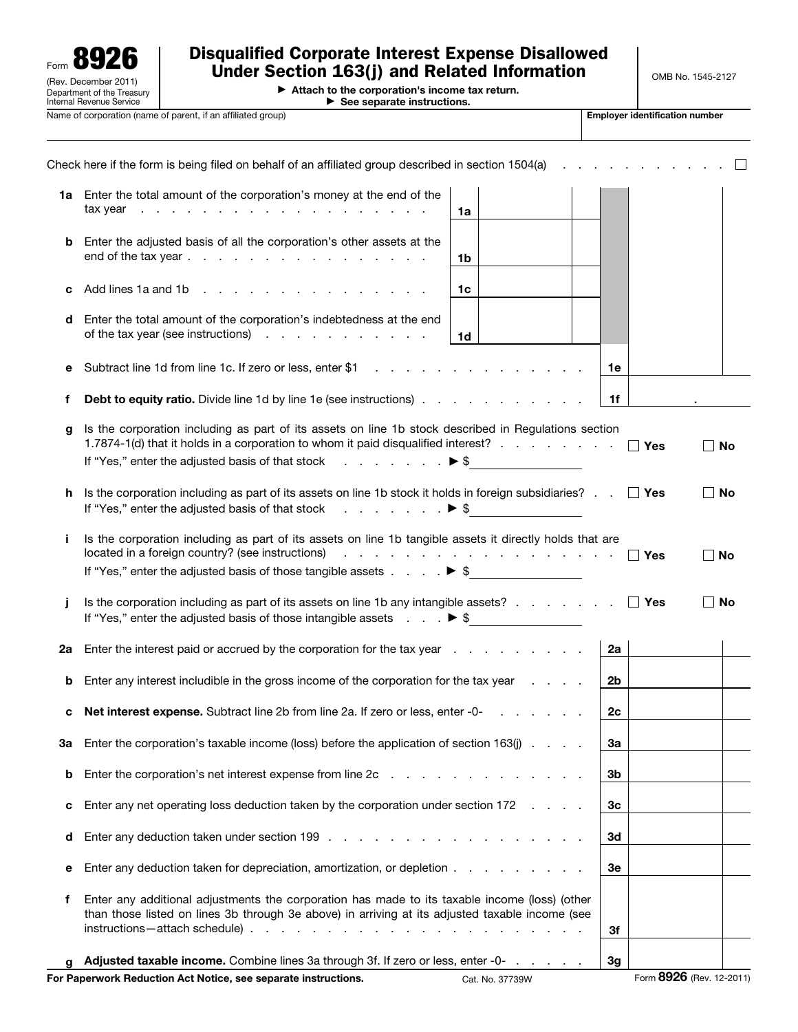Form **8926**
(Rev. December 2011)
Department of the Treasury
Internal Revenue Service

# Disqualified Corporate Interest Expense Disallowed Under Section 163(j) and Related Information

▶ Attach to the corporation's income tax return.
▶ See separate instructions.

OMB No. 1545-2127

| Name of corporation (name of parent, if an affiliated group) | Employer identification number |
|---|---|
| | |

Check here if the form is being filed on behalf of an affiliated group described in section 1504(a) . . . . . . . . . . . . ☐

| | | | | | |
|---|---|---|---|---|---|
| **1a** | Enter the total amount of the corporation's money at the end of the tax year | 1a | | | |
| **b** | Enter the adjusted basis of all the corporation's other assets at the end of the tax year | 1b | | | |
| **c** | Add lines 1a and 1b | 1c | | | |
| **d** | Enter the total amount of the corporation's indebtedness at the end of the tax year (see instructions) | 1d | | | |
| **e** | Subtract line 1d from line 1c. If zero or less, enter $1 | | | 1e | |
| **f** | **Debt to equity ratio.** Divide line 1d by line 1e (see instructions) | | | 1f | . |

**g** Is the corporation including as part of its assets on line 1b stock described in Regulations section 1.7874-1(d) that it holds in a corporation to whom it paid disqualified interest? . . . . . . . . . ☐ Yes ☐ No
If "Yes," enter the adjusted basis of that stock . . . . . . . . ▶ $ ________

**h** Is the corporation including as part of its assets on line 1b stock it holds in foreign subsidiaries? . . ☐ Yes ☐ No
If "Yes," enter the adjusted basis of that stock . . . . . . . . ▶ $ ________

**i** Is the corporation including as part of its assets on line 1b tangible assets it directly holds that are located in a foreign country? (see instructions) . . . . . . . . . . . . . . . . . . . . . ☐ Yes ☐ No
If "Yes," enter the adjusted basis of those tangible assets . . . . ▶ $ ________

**j** Is the corporation including as part of its assets on line 1b any intangible assets? . . . . . . . . ☐ Yes ☐ No
If "Yes," enter the adjusted basis of those intangible assets . . . ▶ $ ________

| | | | |
|---|---|---|---|
| **2a** | Enter the interest paid or accrued by the corporation for the tax year | 2a | |
| **b** | Enter any interest includible in the gross income of the corporation for the tax year | 2b | |
| **c** | **Net interest expense.** Subtract line 2b from line 2a. If zero or less, enter -0- | 2c | |
| **3a** | Enter the corporation's taxable income (loss) before the application of section 163(j) | 3a | |
| **b** | Enter the corporation's net interest expense from line 2c | 3b | |
| **c** | Enter any net operating loss deduction taken by the corporation under section 172 | 3c | |
| **d** | Enter any deduction taken under section 199 | 3d | |
| **e** | Enter any deduction taken for depreciation, amortization, or depletion | 3e | |
| **f** | Enter any additional adjustments the corporation has made to its taxable income (loss) (other than those listed on lines 3b through 3e above) in arriving at its adjusted taxable income (see instructions—attach schedule) | 3f | |
| **g** | **Adjusted taxable income.** Combine lines 3a through 3f. If zero or less, enter -0- | 3g | |

**For Paperwork Reduction Act Notice, see separate instructions.** Cat. No. 37739W Form **8926** (Rev. 12-2011)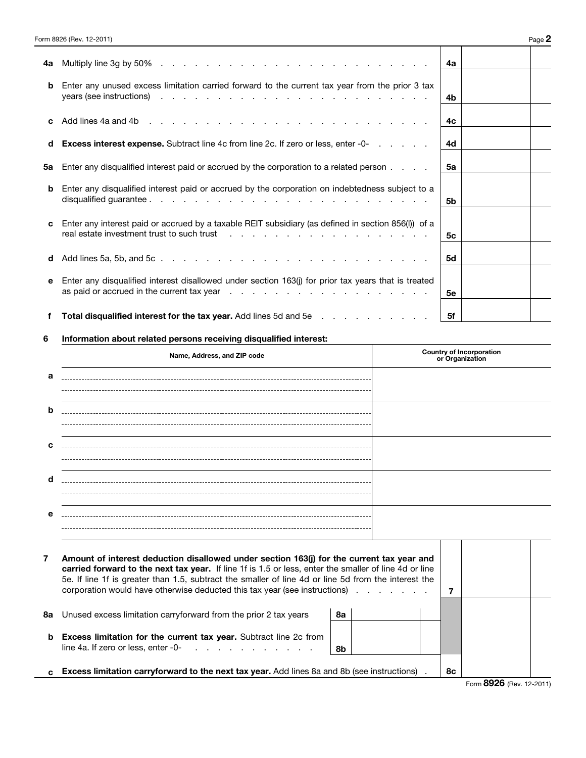| | | | |
|---|---|---|---|
| **4a** | Multiply line 3g by 50% | 4a | |
| **b** | Enter any unused excess limitation carried forward to the current tax year from the prior 3 tax years (see instructions) | 4b | |
| **c** | Add lines 4a and 4b | 4c | |
| **d** | **Excess interest expense.** Subtract line 4c from line 2c. If zero or less, enter -0- | 4d | |
| **5a** | Enter any disqualified interest paid or accrued by the corporation to a related person | 5a | |
| **b** | Enter any disqualified interest paid or accrued by the corporation on indebtedness subject to a disqualified guarantee | 5b | |
| **c** | Enter any interest paid or accrued by a taxable REIT subsidiary (as defined in section 856(l)) of a real estate investment trust to such trust | 5c | |
| **d** | Add lines 5a, 5b, and 5c | 5d | |
| **e** | Enter any disqualified interest disallowed under section 163(j) for prior tax years that is treated as paid or accrued in the current tax year | 5e | |
| **f** | **Total disqualified interest for the tax year.** Add lines 5d and 5e | 5f | |

**6 Information about related persons receiving disqualified interest:**

| | Name, Address, and ZIP code | Country of Incorporation or Organization |
|---|---|---|
| a | | |
| b | | |
| c | | |
| d | | |
| e | | |

| | | | | | |
|---|---|---|---|---|---|
| **7** | **Amount of interest deduction disallowed under section 163(j) for the current tax year and carried forward to the next tax year.** If line 1f is 1.5 or less, enter the smaller of line 4d or line 5e. If line 1f is greater than 1.5, subtract the smaller of line 4d or line 5d from the interest the corporation would have otherwise deducted this tax year (see instructions) | | | 7 | |
| **8a** | Unused excess limitation carryforward from the prior 2 tax years | 8a | | | |
| **b** | **Excess limitation for the current tax year.** Subtract line 2c from line 4a. If zero or less, enter -0- | 8b | | | |
| **c** | **Excess limitation carryforward to the next tax year.** Add lines 8a and 8b (see instructions) | | | 8c | |